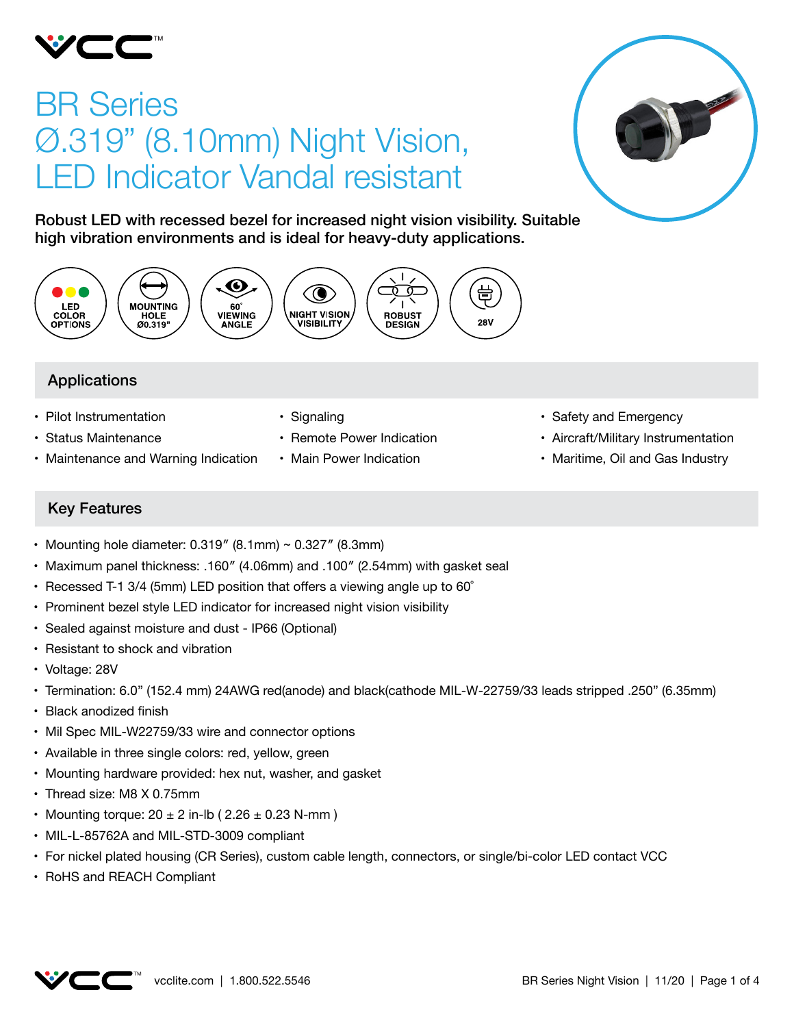# BR Series
# Ø.319" (8.10mm) Night Vision, LED Indicator Vandal resistant

**Robust LED with recessed bezel for increased night vision visibility. Suitable high vibration environments and is ideal for heavy-duty applications.**

LED COLOR OPTIONS | MOUNTING HOLE Ø0.319" | 60° VIEWING ANGLE | NIGHT VISION VISIBILITY | ROBUST DESIGN | 28V

## Applications

- Pilot Instrumentation
- Status Maintenance
- Maintenance and Warning Indication
- Signaling
- Remote Power Indication
- Main Power Indication
- Safety and Emergency
- Aircraft/Military Instrumentation
- Maritime, Oil and Gas Industry

## Key Features

- Mounting hole diameter: 0.319″ (8.1mm) ~ 0.327″ (8.3mm)
- Maximum panel thickness: .160″ (4.06mm) and .100″ (2.54mm) with gasket seal
- Recessed T-1 3/4 (5mm) LED position that offers a viewing angle up to 60˚
- Prominent bezel style LED indicator for increased night vision visibility
- Sealed against moisture and dust - IP66 (Optional)
- Resistant to shock and vibration
- Voltage: 28V
- Termination: 6.0" (152.4 mm) 24AWG red(anode) and black(cathode MIL-W-22759/33 leads stripped .250" (6.35mm)
- Black anodized finish
- Mil Spec MIL-W22759/33 wire and connector options
- Available in three single colors: red, yellow, green
- Mounting hardware provided: hex nut, washer, and gasket
- Thread size: M8 X 0.75mm
- Mounting torque: 20 ± 2 in-lb ( 2.26 ± 0.23 N-mm )
- MIL-L-85762A and MIL-STD-3009 compliant
- For nickel plated housing (CR Series), custom cable length, connectors, or single/bi-color LED contact VCC
- RoHS and REACH Compliant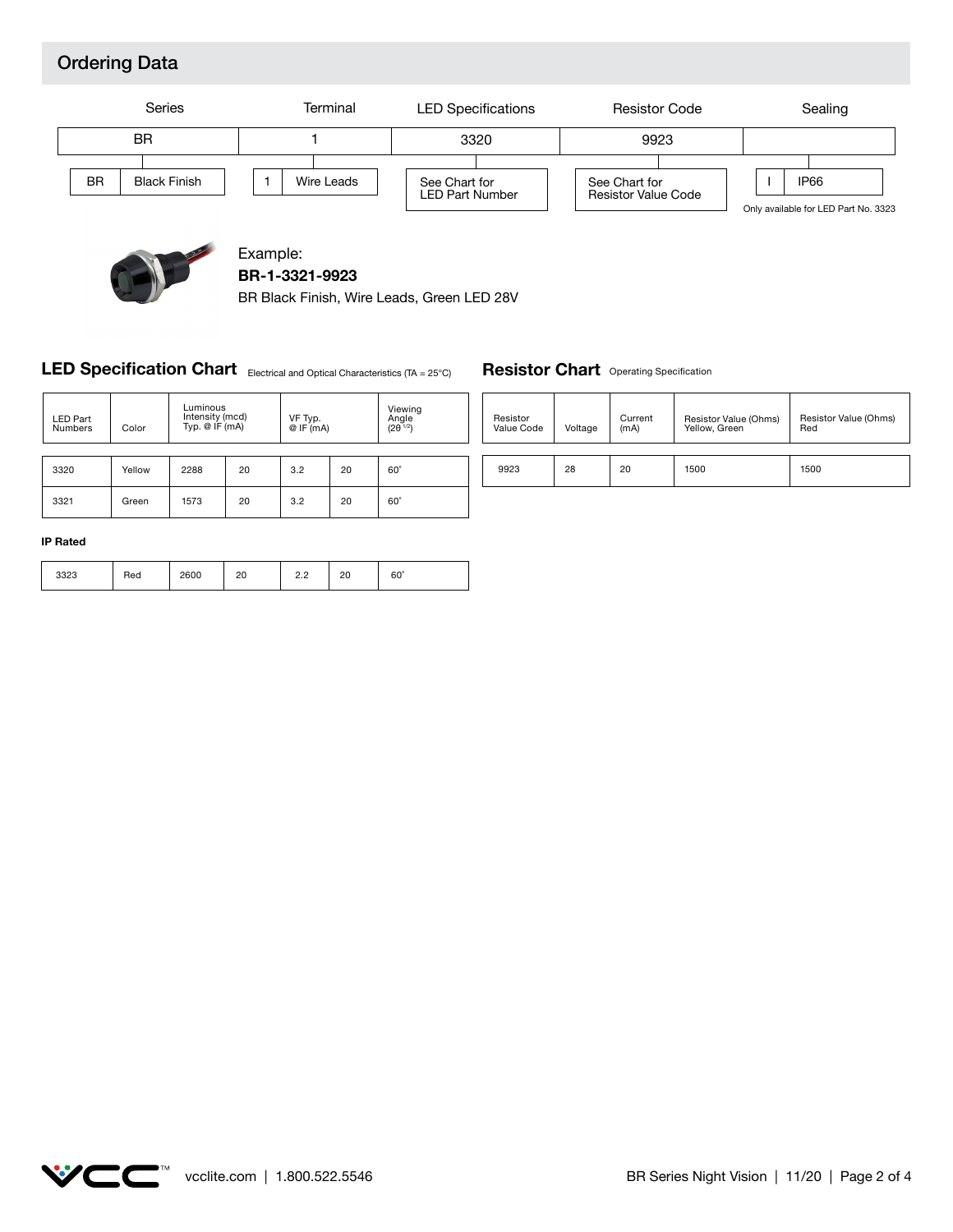## Ordering Data

| Series | Terminal | LED Specifications | Resistor Code | Sealing |
|---|---|---|---|---|
| BR | 1 | 3320 | 9923 | |
| BR — Black Finish | 1 — Wire Leads | See Chart for LED Part Number | See Chart for Resistor Value Code | I — IP66 |

Only available for LED Part No. 3323

Example:
**BR-1-3321-9923**
BR Black Finish, Wire Leads, Green LED 28V

## LED Specification Chart

Electrical and Optical Characteristics (TA = 25°C)

| LED Part Numbers | Color | Luminous Intensity (mcd) Typ. @ IF (mA) | | VF Typ. @ IF (mA) | | Viewing Angle ($2\theta^{1/2}$) |
|---|---|---|---|---|---|---|
| 3320 | Yellow | 2288 | 20 | 3.2 | 20 | 60˚ |
| 3321 | Green | 1573 | 20 | 3.2 | 20 | 60˚ |

**IP Rated**

| LED Part Numbers | Color | Luminous Intensity (mcd) Typ. @ IF (mA) | | VF Typ. @ IF (mA) | | Viewing Angle ($2\theta^{1/2}$) |
|---|---|---|---|---|---|---|
| 3323 | Red | 2600 | 20 | 2.2 | 20 | 60˚ |

## Resistor Chart

Operating Specification

| Resistor Value Code | Voltage | Current (mA) | Resistor Value (Ohms) Yellow, Green | Resistor Value (Ohms) Red |
|---|---|---|---|---|
| 9923 | 28 | 20 | 1500 | 1500 |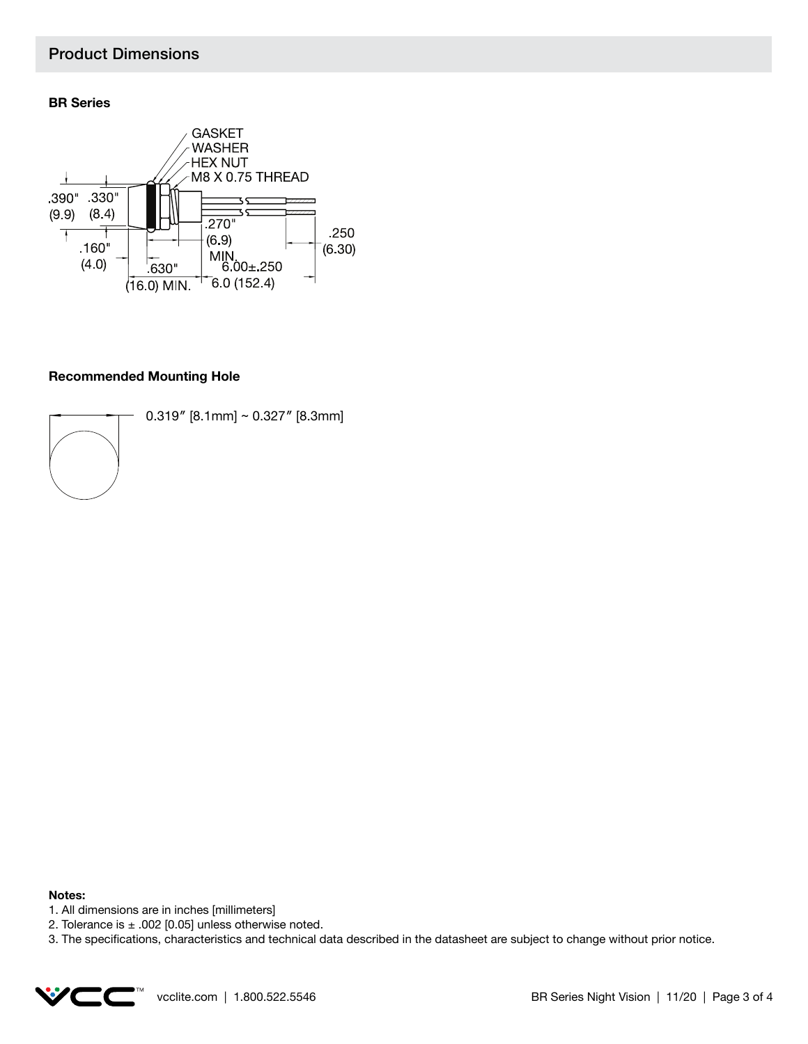## Product Dimensions

### BR Series

GASKET
WASHER
HEX NUT
M8 X 0.75 THREAD

.390" (9.9)
.330" (8.4)
.160" (4.0)
.630" (16.0) MIN.
.270" (6.9) MIN.
6.00±.250
6.0 (152.4)
.250 (6.30)

### Recommended Mounting Hole

0.319″ [8.1mm] ~ 0.327″ [8.3mm]

**Notes:**

1. All dimensions are in inches [millimeters]
2. Tolerance is ± .002 [0.05] unless otherwise noted.
3. The specifications, characteristics and technical data described in the datasheet are subject to change without prior notice.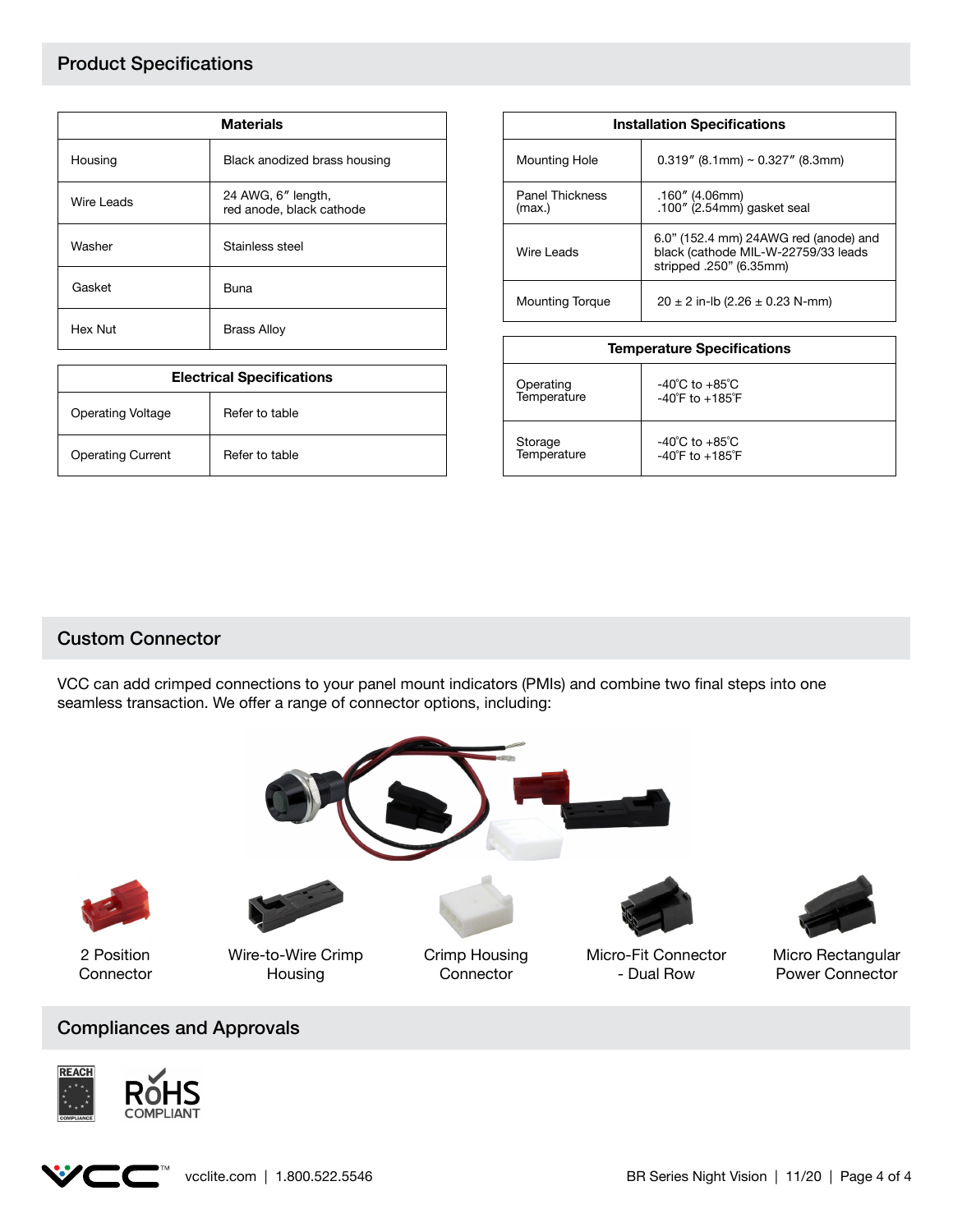## Product Specifications

| Materials | |
|---|---|
| Housing | Black anodized brass housing |
| Wire Leads | 24 AWG, 6″ length, red anode, black cathode |
| Washer | Stainless steel |
| Gasket | Buna |
| Hex Nut | Brass Alloy |

| Electrical Specifications | |
|---|---|
| Operating Voltage | Refer to table |
| Operating Current | Refer to table |

| Installation Specifications | |
|---|---|
| Mounting Hole | 0.319″ (8.1mm) ~ 0.327″ (8.3mm) |
| Panel Thickness (max.) | .160″ (4.06mm)<br>.100″ (2.54mm) gasket seal |
| Wire Leads | 6.0" (152.4 mm) 24AWG red (anode) and black (cathode MIL-W-22759/33 leads stripped .250" (6.35mm) |
| Mounting Torque | 20 ± 2 in-lb (2.26 ± 0.23 N-mm) |

| Temperature Specifications | |
|---|---|
| Operating Temperature | -40°C to +85°C<br>-40°F to +185°F |
| Storage Temperature | -40°C to +85°C<br>-40°F to +185°F |

## Custom Connector

VCC can add crimped connections to your panel mount indicators (PMIs) and combine two final steps into one seamless transaction. We offer a range of connector options, including:

2 Position Connector

Wire-to-Wire Crimp Housing

Crimp Housing Connector

Micro-Fit Connector - Dual Row

Micro Rectangular Power Connector

## Compliances and Approvals

REACH COMPLIANCE

RoHS COMPLIANT

vcclite.com | 1.800.522.5546

BR Series Night Vision | 11/20